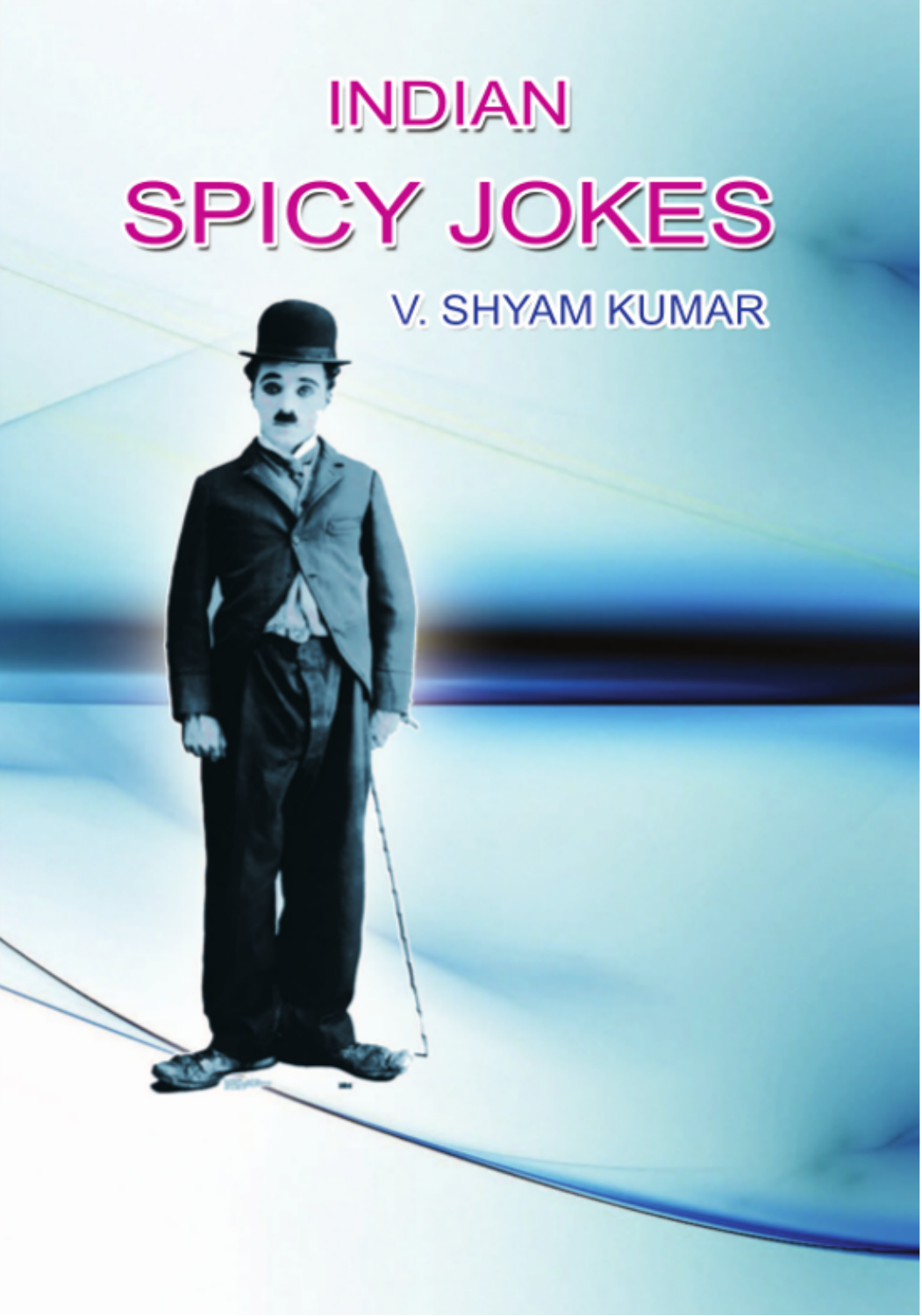# INDIAN

# SPICY JOKES

V. SHYAM KUMAR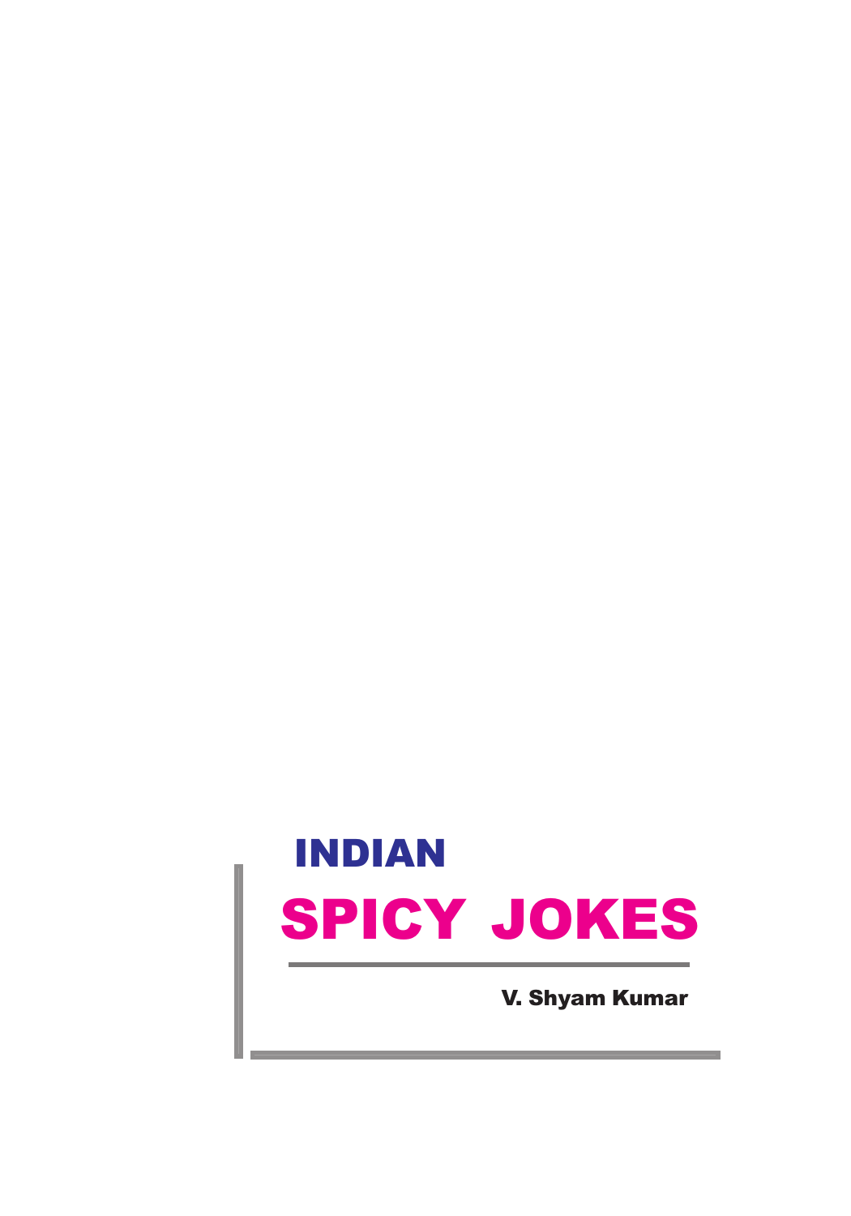# INDIAN

# SPICY JOKES

**V. Shyam Kumar**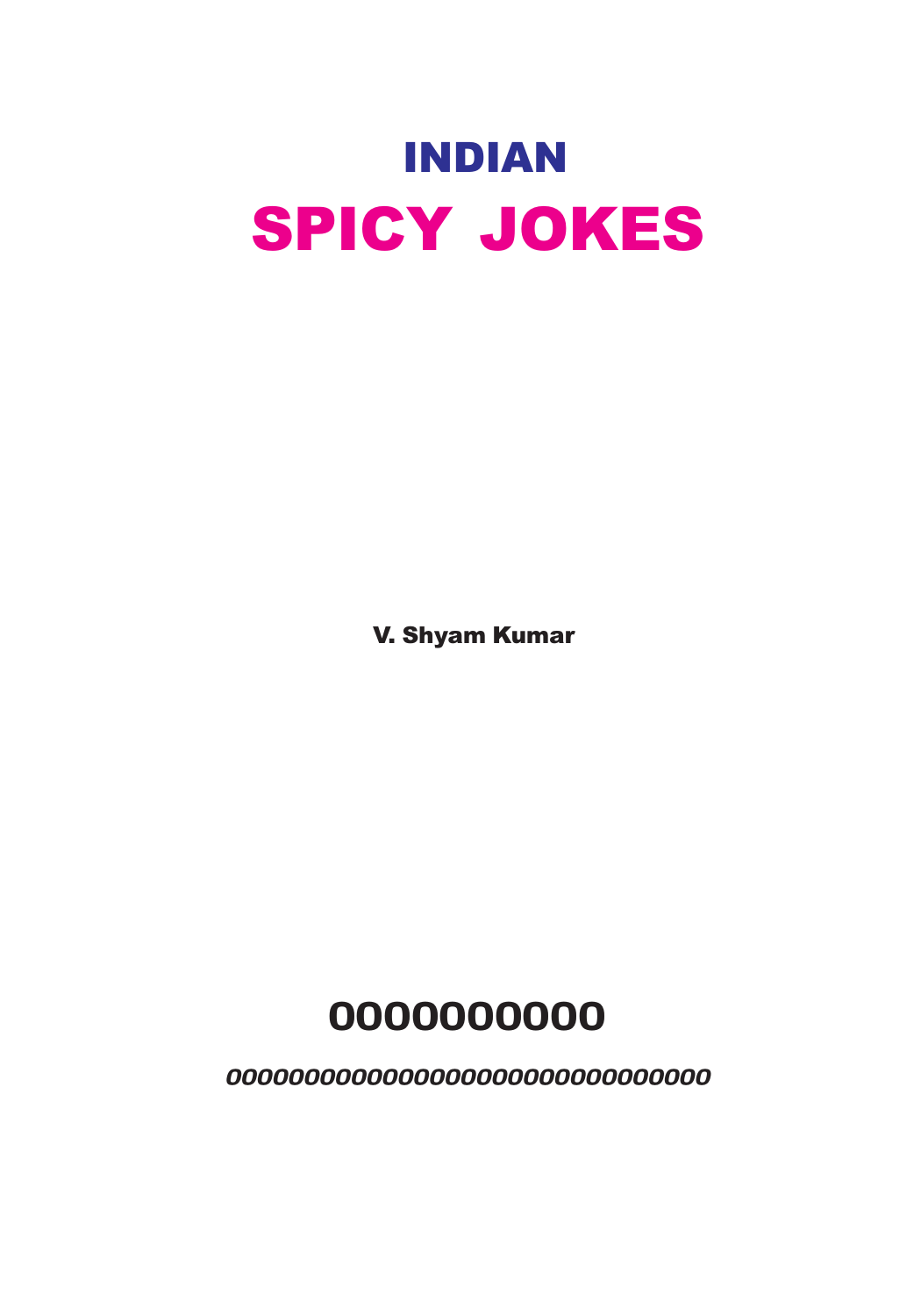# INDIAN
# SPICY JOKES

**V. Shyam Kumar**

## 0000000000

***000000000000000000000000000000***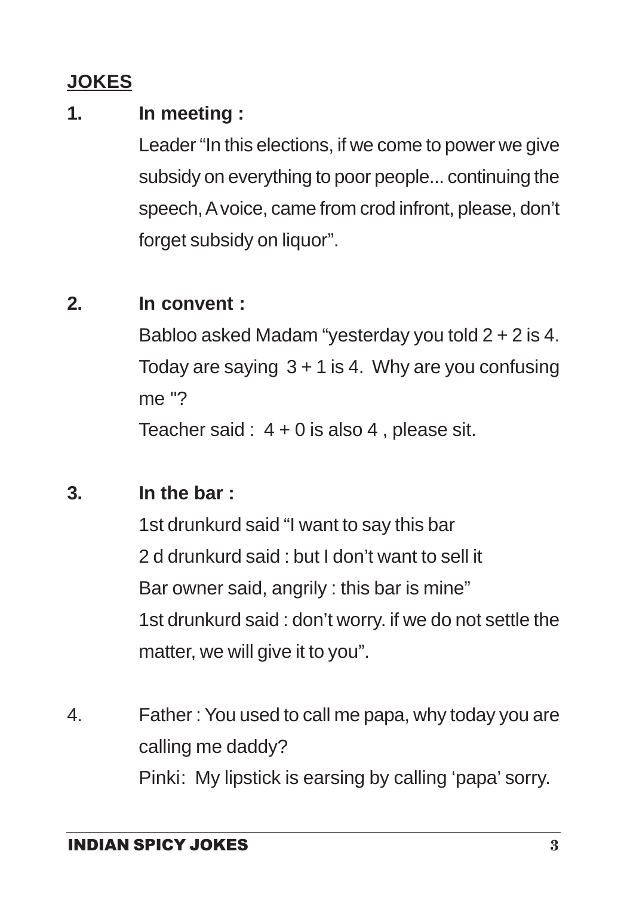## JOKES

1. **In meeting :**

   Leader "In this elections, if we come to power we give subsidy on everything to poor people... continuing the speech, A voice, came from crod infront, please, don't forget subsidy on liquor".

2. **In convent :**

   Babloo asked Madam "yesterday you told 2 + 2 is 4. Today are saying 3 + 1 is 4. Why are you confusing me "?

   Teacher said : 4 + 0 is also 4 , please sit.

3. **In the bar :**

   1st drunkurd said "I want to say this bar

   2 d drunkurd said : but I don't want to sell it

   Bar owner said, angrily : this bar is mine"

   1st drunkurd said : don't worry. if we do not settle the matter, we will give it to you".

4. Father : You used to call me papa, why today you are calling me daddy?

   Pinki: My lipstick is earsing by calling 'papa' sorry.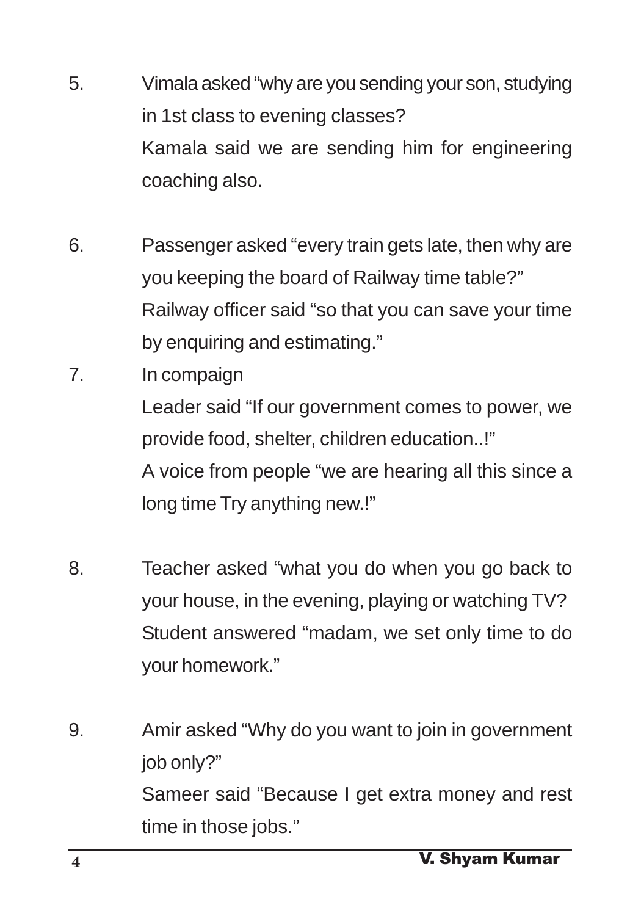5. Vimala asked "why are you sending your son, studying in 1st class to evening classes?
   Kamala said we are sending him for engineering coaching also.

6. Passenger asked "every train gets late, then why are you keeping the board of Railway time table?"
   Railway officer said "so that you can save your time by enquiring and estimating."

7. In compaign
   Leader said "If our government comes to power, we provide food, shelter, children education..!"
   A voice from people "we are hearing all this since a long time Try anything new.!"

8. Teacher asked "what you do when you go back to your house, in the evening, playing or watching TV?
   Student answered "madam, we set only time to do your homework."

9. Amir asked "Why do you want to join in government job only?"
   Sameer said "Because I get extra money and rest time in those jobs."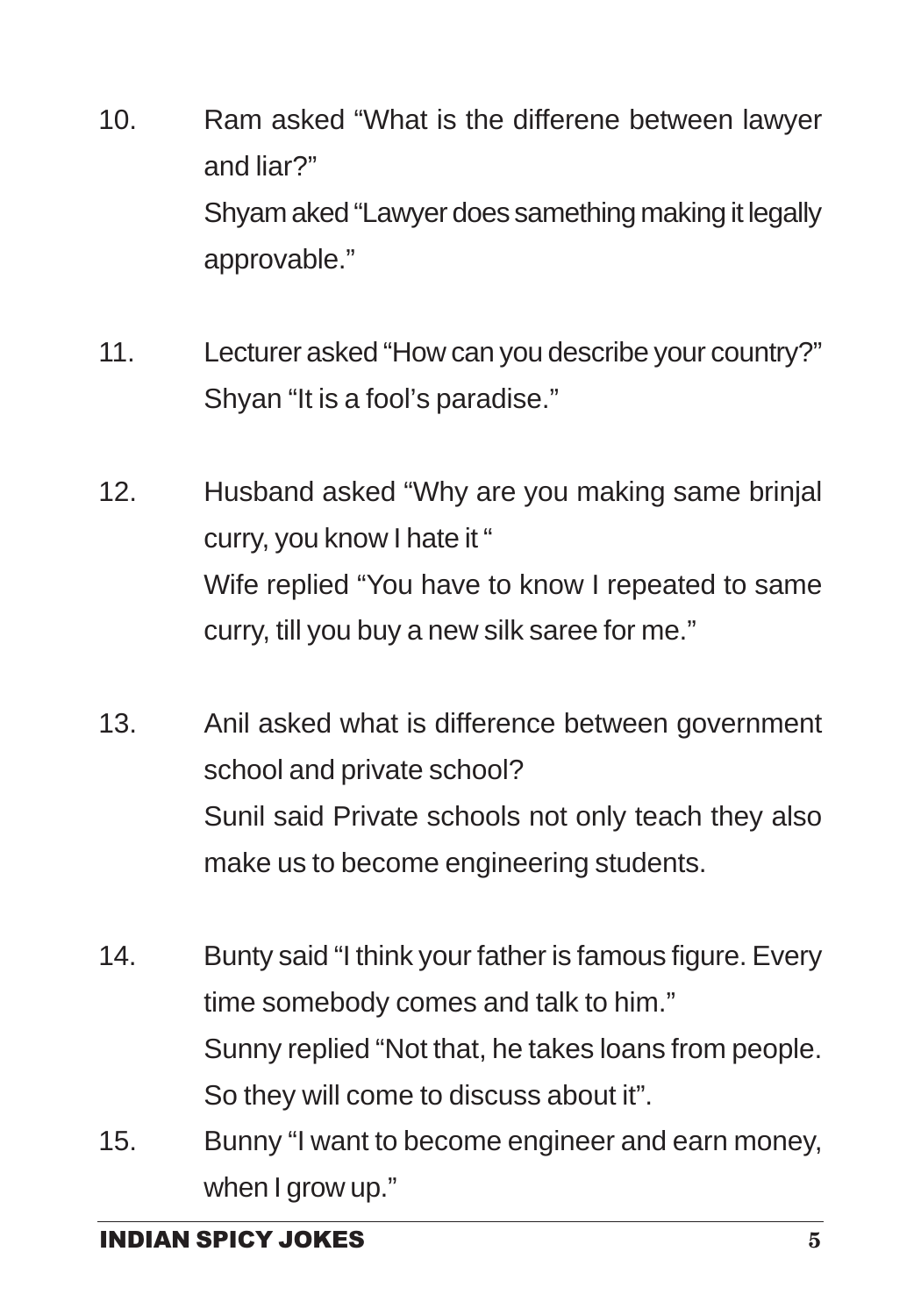10. Ram asked "What is the differene between lawyer and liar?"
    Shyam aked "Lawyer does samething making it legally approvable."

11. Lecturer asked "How can you describe your country?"
    Shyan "It is a fool's paradise."

12. Husband asked "Why are you making same brinjal curry, you know I hate it "
    Wife replied "You have to know I repeated to same curry, till you buy a new silk saree for me."

13. Anil asked what is difference between government school and private school?
    Sunil said Private schools not only teach they also make us to become engineering students.

14. Bunty said "I think your father is famous figure. Every time somebody comes and talk to him."
    Sunny replied "Not that, he takes loans from people. So they will come to discuss about it".

15. Bunny "I want to become engineer and earn money, when I grow up."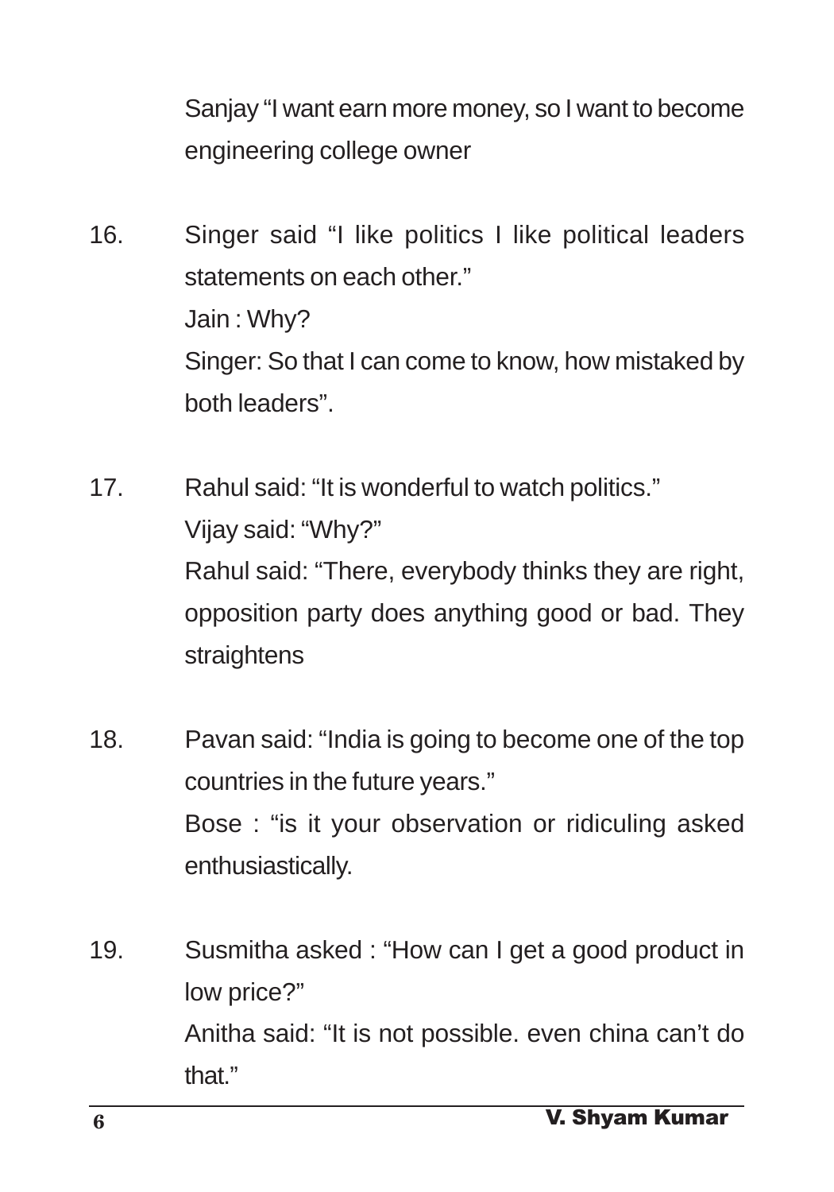Sanjay "I want earn more money, so I want to become engineering college owner

16. Singer said "I like politics I like political leaders statements on each other."
    Jain : Why?
    Singer: So that I can come to know, how mistaked by both leaders".

17. Rahul said: "It is wonderful to watch politics."
    Vijay said: "Why?"
    Rahul said: "There, everybody thinks they are right, opposition party does anything good or bad. They straightens

18. Pavan said: "India is going to become one of the top countries in the future years."
    Bose : "is it your observation or ridiculing asked enthusiastically.

19. Susmitha asked : "How can I get a good product in low price?"
    Anitha said: "It is not possible. even china can't do that."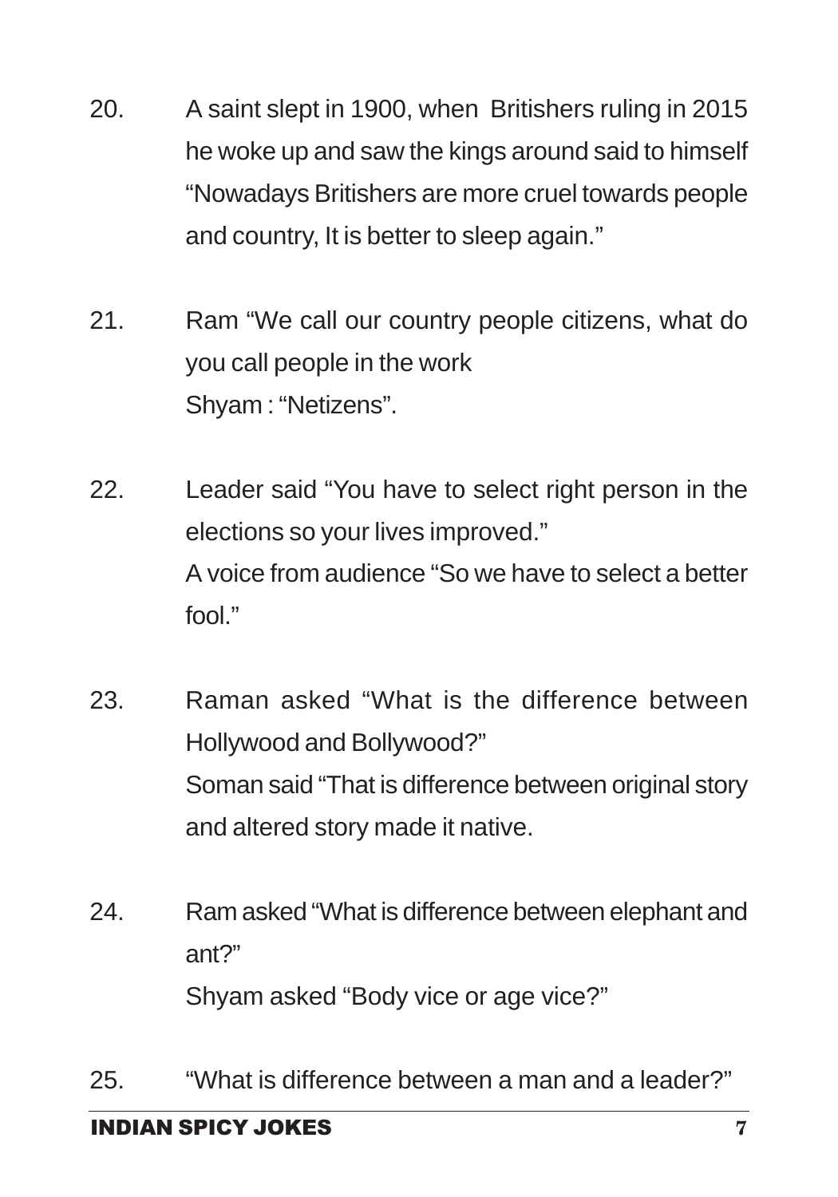20. A saint slept in 1900, when Britishers ruling in 2015 he woke up and saw the kings around said to himself "Nowadays Britishers are more cruel towards people and country, It is better to sleep again."

21. Ram "We call our country people citizens, what do you call people in the work
Shyam : "Netizens".

22. Leader said "You have to select right person in the elections so your lives improved."
A voice from audience "So we have to select a better fool."

23. Raman asked "What is the difference between Hollywood and Bollywood?"
Soman said "That is difference between original story and altered story made it native.

24. Ram asked "What is difference between elephant and ant?"
Shyam asked "Body vice or age vice?"

25. "What is difference between a man and a leader?"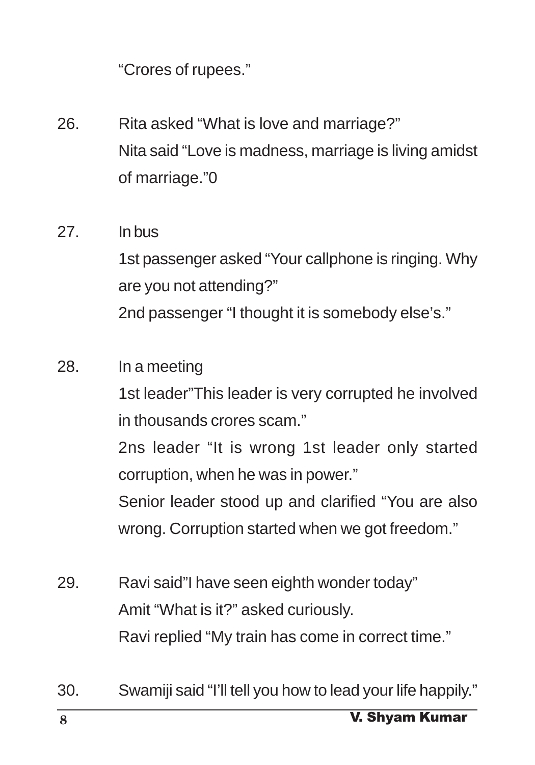"Crores of rupees."

26. Rita asked "What is love and marriage?"
    Nita said "Love is madness, marriage is living amidst of marriage."0

27. In bus
    1st passenger asked "Your callphone is ringing. Why are you not attending?"
    2nd passenger "I thought it is somebody else's."

28. In a meeting
    1st leader"This leader is very corrupted he involved in thousands crores scam."
    2ns leader "It is wrong 1st leader only started corruption, when he was in power."
    Senior leader stood up and clarified "You are also wrong. Corruption started when we got freedom."

29. Ravi said"I have seen eighth wonder today"
    Amit "What is it?" asked curiously.
    Ravi replied "My train has come in correct time."

30. Swamiji said "I'll tell you how to lead your life happily."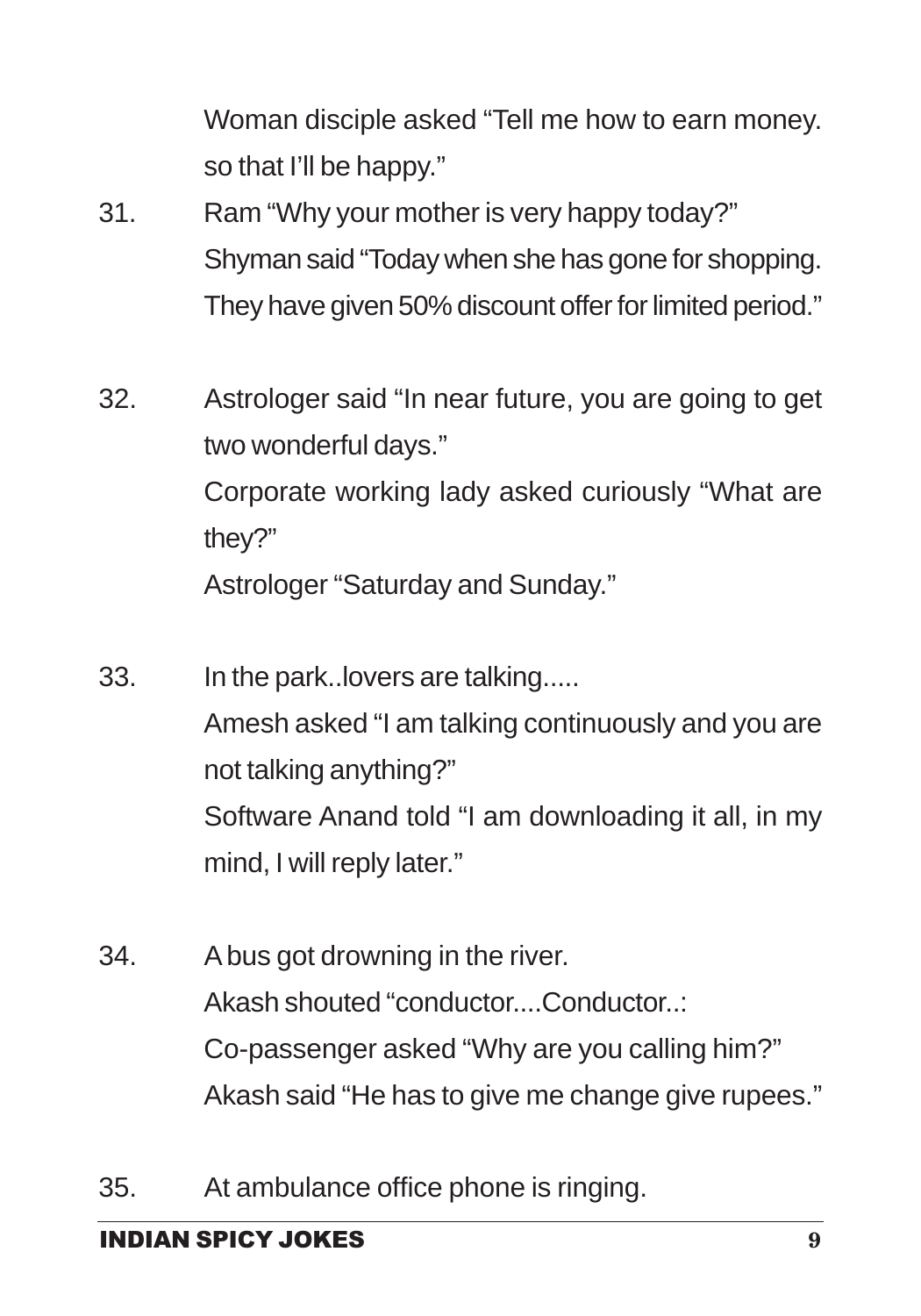Woman disciple asked "Tell me how to earn money. so that I'll be happy."

31. Ram "Why your mother is very happy today?"
    Shyman said "Today when she has gone for shopping. They have given 50% discount offer for limited period."

32. Astrologer said "In near future, you are going to get two wonderful days."
    Corporate working lady asked curiously "What are they?"
    Astrologer "Saturday and Sunday."

33. In the park..lovers are talking.....
    Amesh asked "I am talking continuously and you are not talking anything?"
    Software Anand told "I am downloading it all, in my mind, I will reply later."

34. A bus got drowning in the river.
    Akash shouted "conductor....Conductor..:
    Co-passenger asked "Why are you calling him?"
    Akash said "He has to give me change give rupees."

35. At ambulance office phone is ringing.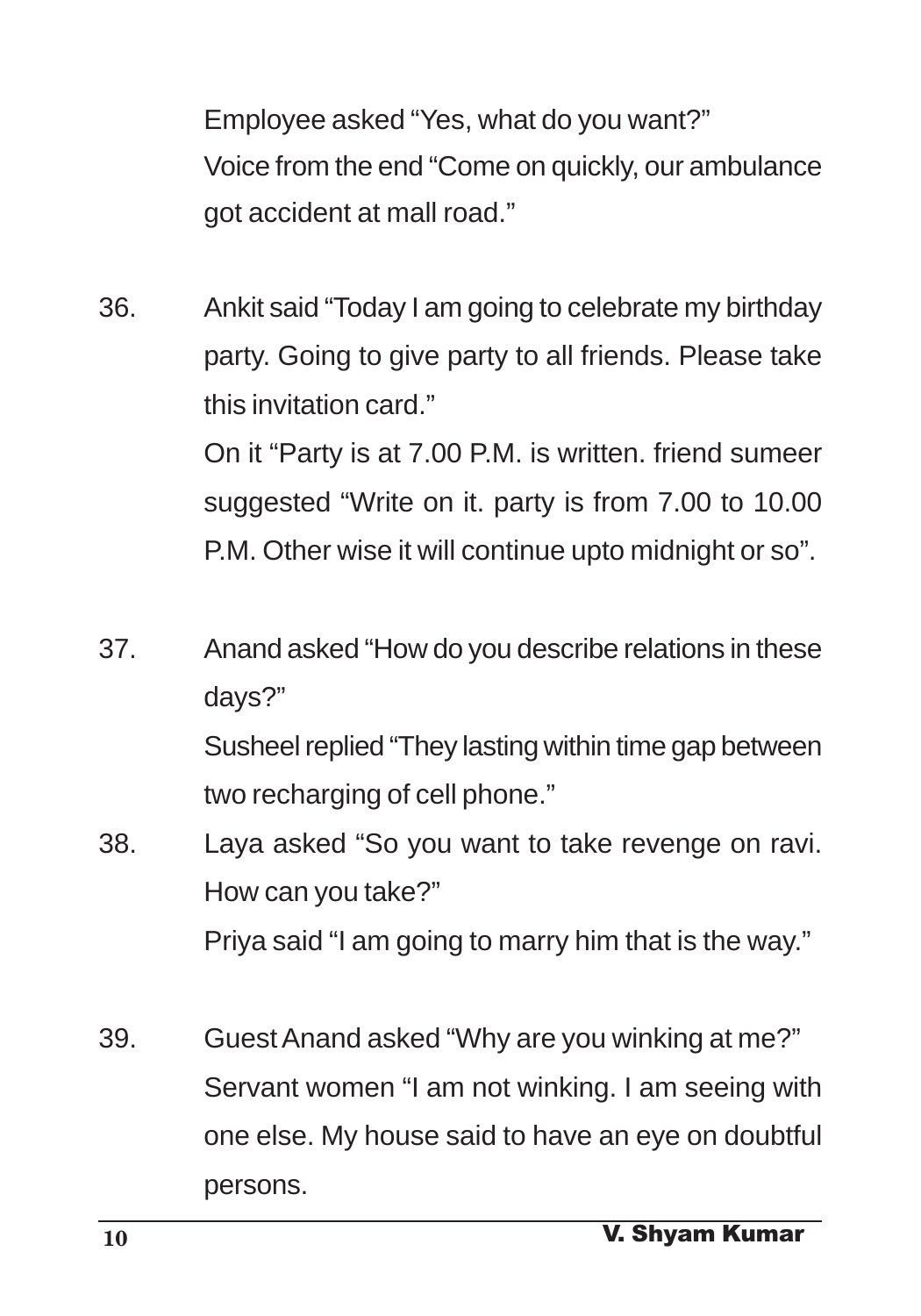Employee asked "Yes, what do you want?"
Voice from the end "Come on quickly, our ambulance got accident at mall road."

36. Ankit said "Today I am going to celebrate my birthday party. Going to give party to all friends. Please take this invitation card."
On it "Party is at 7.00 P.M. is written. friend sumeer suggested "Write on it. party is from 7.00 to 10.00 P.M. Other wise it will continue upto midnight or so".

37. Anand asked "How do you describe relations in these days?"
Susheel replied "They lasting within time gap between two recharging of cell phone."

38. Laya asked "So you want to take revenge on ravi. How can you take?"
Priya said "I am going to marry him that is the way."

39. Guest Anand asked "Why are you winking at me?"
Servant women "I am not winking. I am seeing with one else. My house said to have an eye on doubtful persons.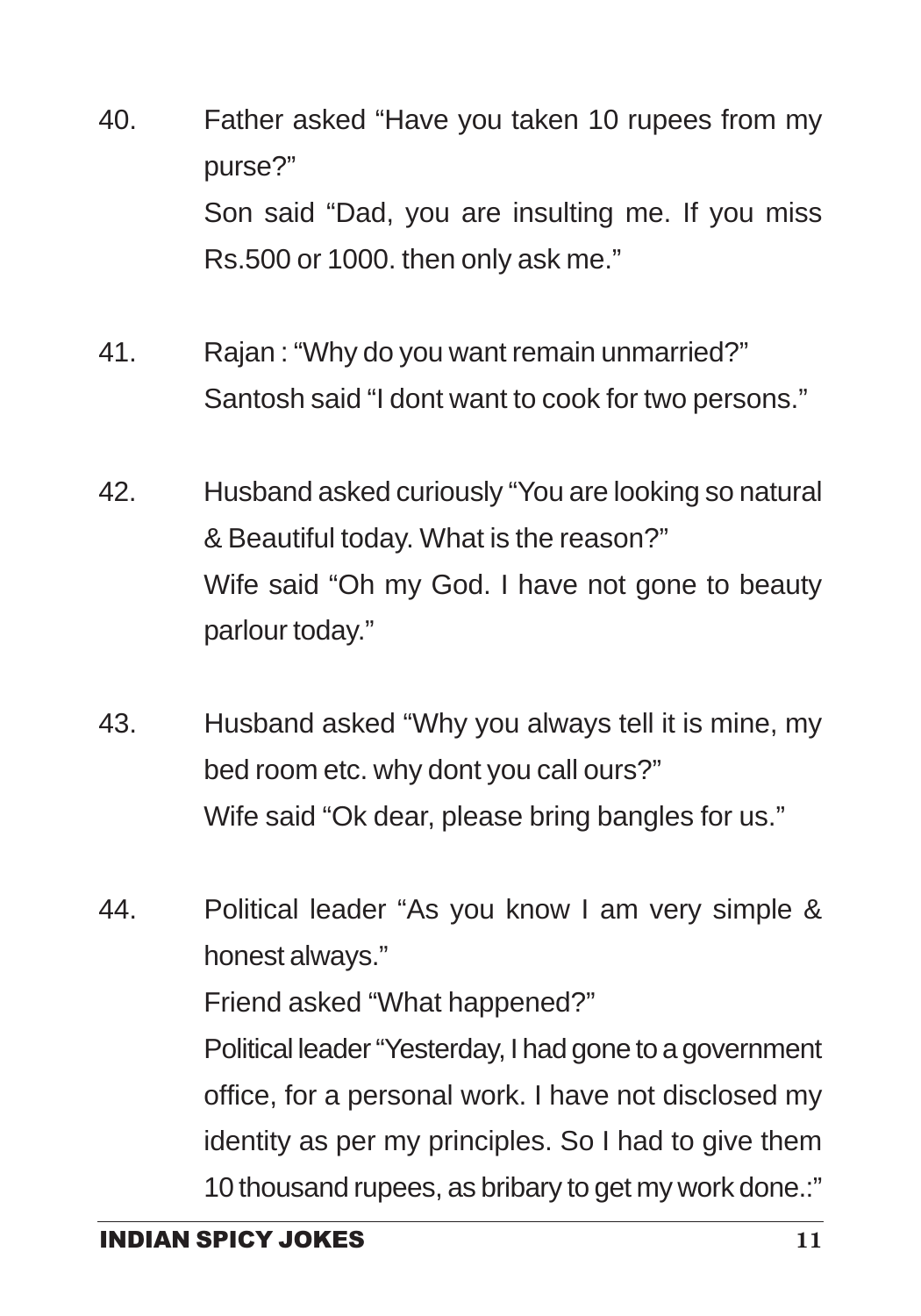40. Father asked "Have you taken 10 rupees from my purse?"
    Son said "Dad, you are insulting me. If you miss Rs.500 or 1000. then only ask me."

41. Rajan : "Why do you want remain unmarried?"
    Santosh said "I dont want to cook for two persons."

42. Husband asked curiously "You are looking so natural & Beautiful today. What is the reason?"
    Wife said "Oh my God. I have not gone to beauty parlour today."

43. Husband asked "Why you always tell it is mine, my bed room etc. why dont you call ours?"
    Wife said "Ok dear, please bring bangles for us."

44. Political leader "As you know I am very simple & honest always."
    Friend asked "What happened?"
    Political leader "Yesterday, I had gone to a government office, for a personal work. I have not disclosed my identity as per my principles. So I had to give them 10 thousand rupees, as bribary to get my work done.:"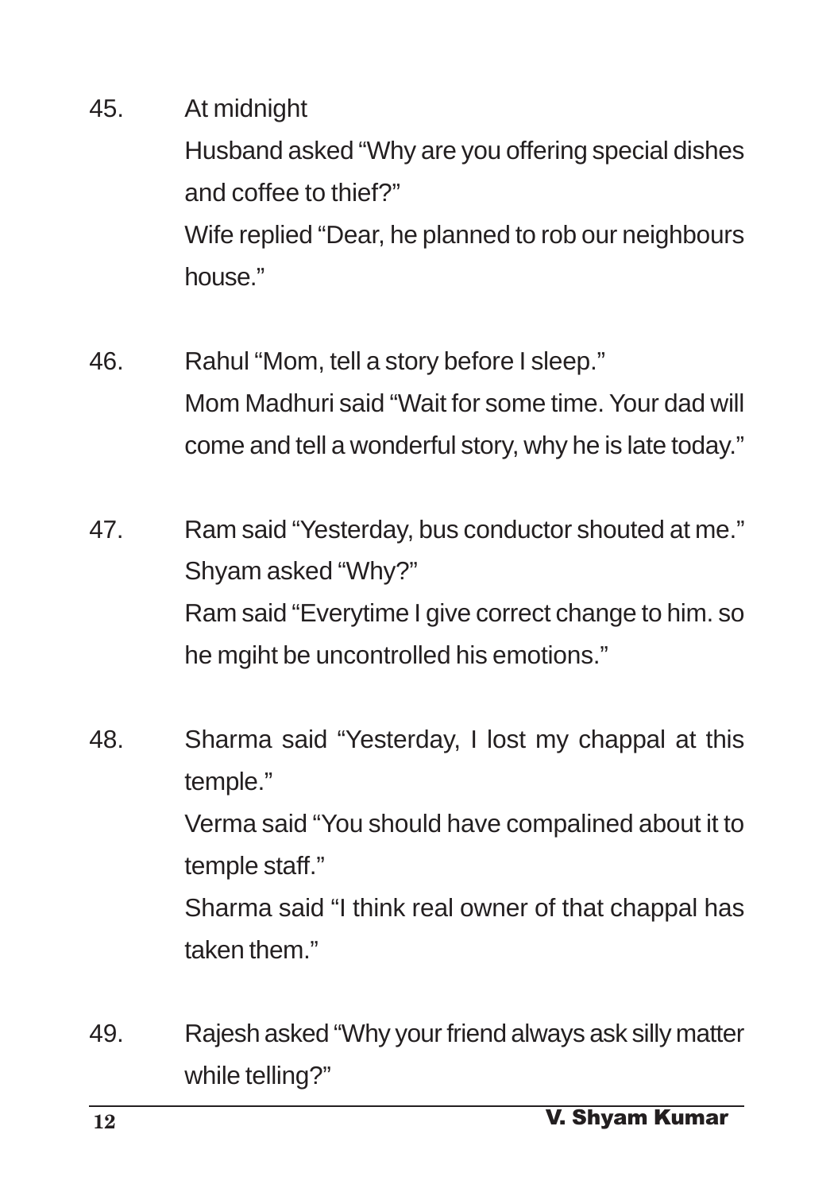45. At midnight

    Husband asked "Why are you offering special dishes and coffee to thief?"

    Wife replied "Dear, he planned to rob our neighbours house."

46. Rahul "Mom, tell a story before I sleep."

    Mom Madhuri said "Wait for some time. Your dad will come and tell a wonderful story, why he is late today."

47. Ram said "Yesterday, bus conductor shouted at me."

    Shyam asked "Why?"

    Ram said "Everytime I give correct change to him. so he mgiht be uncontrolled his emotions."

48. Sharma said "Yesterday, I lost my chappal at this temple."

    Verma said "You should have compalined about it to temple staff."

    Sharma said "I think real owner of that chappal has taken them."

49. Rajesh asked "Why your friend always ask silly matter while telling?"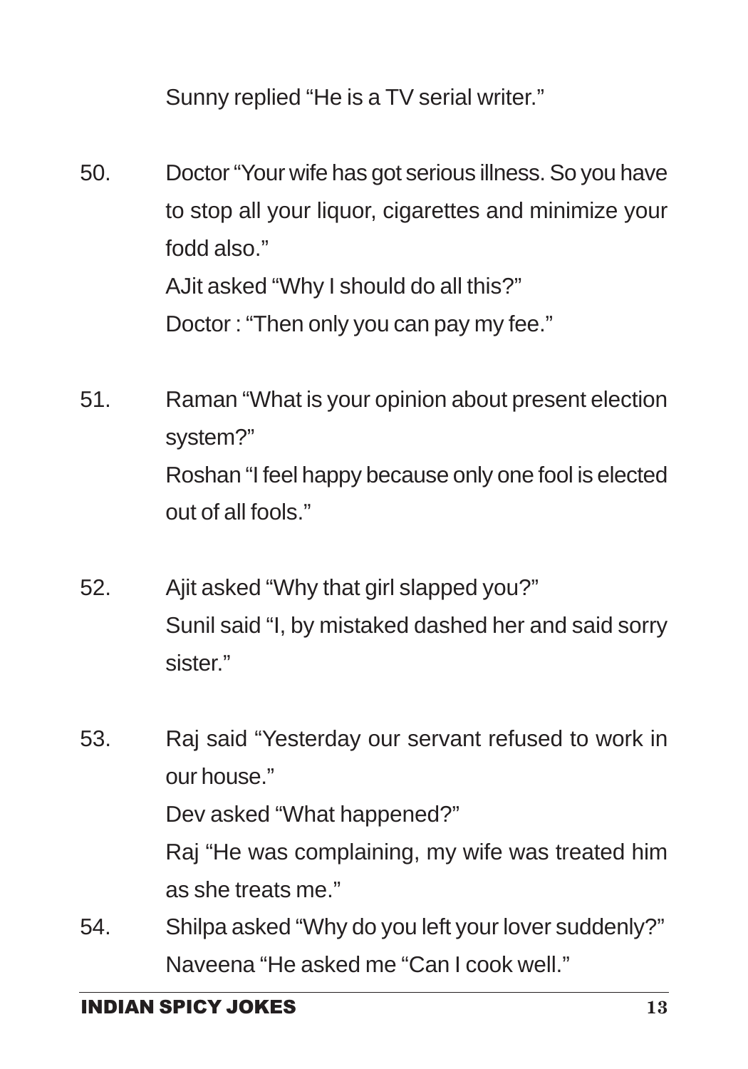Sunny replied "He is a TV serial writer."

50. Doctor "Your wife has got serious illness. So you have to stop all your liquor, cigarettes and minimize your fodd also."

    AJit asked "Why I should do all this?"

    Doctor : "Then only you can pay my fee."

51. Raman "What is your opinion about present election system?"

    Roshan "I feel happy because only one fool is elected out of all fools."

52. Ajit asked "Why that girl slapped you?"

    Sunil said "I, by mistaked dashed her and said sorry sister."

53. Raj said "Yesterday our servant refused to work in our house."

    Dev asked "What happened?"

    Raj "He was complaining, my wife was treated him as she treats me."

54. Shilpa asked "Why do you left your lover suddenly?"

    Naveena "He asked me "Can I cook well."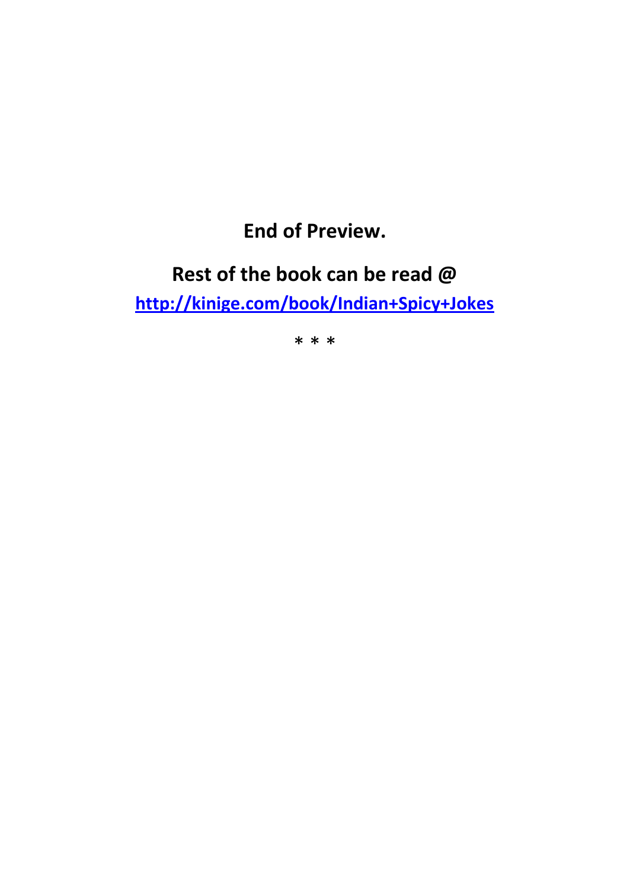**End of Preview.**

**Rest of the book can be read @**

**[http://kinige.com/book/Indian+Spicy+Jokes](http://kinige.com/book/Indian+Spicy+Jokes)**

* * *